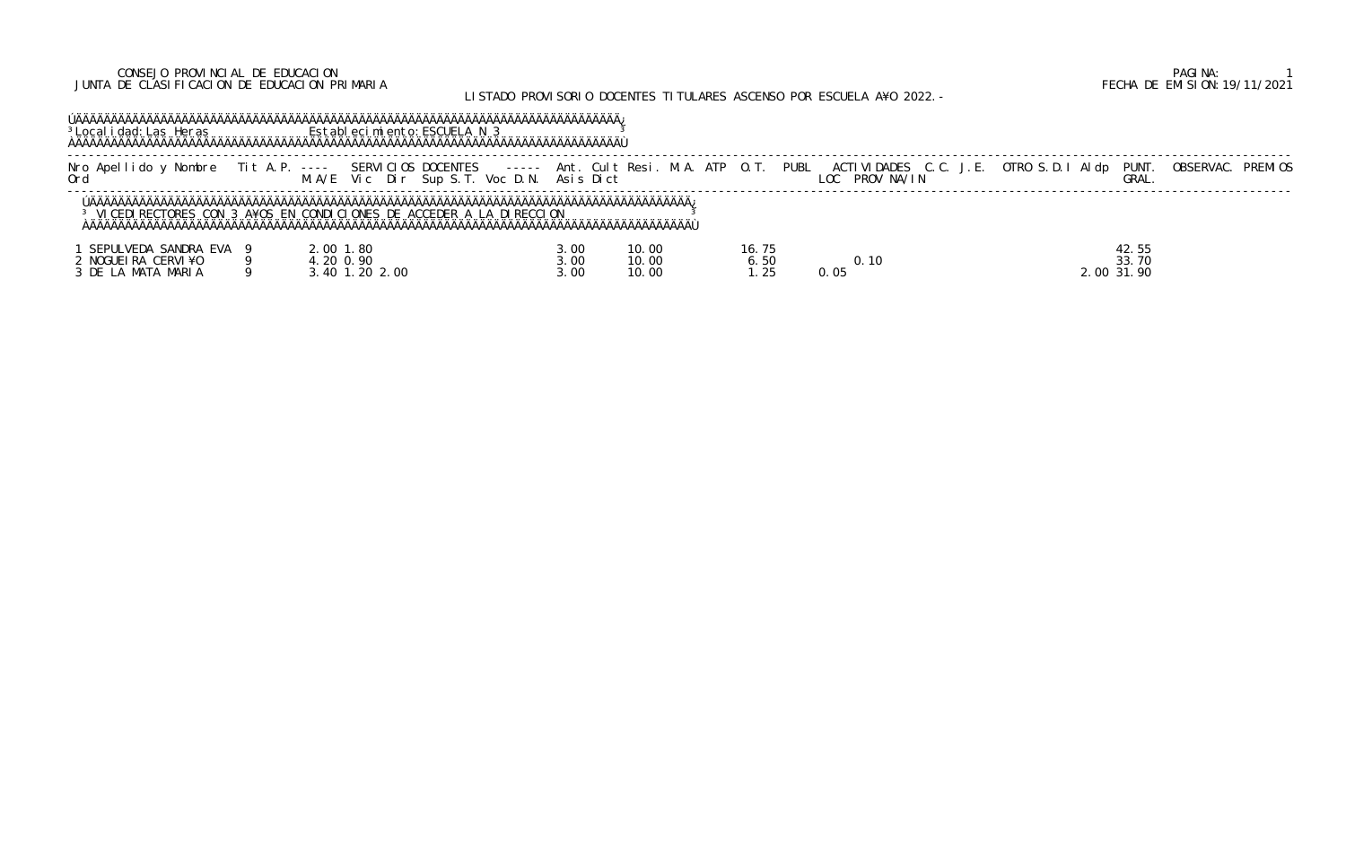CONSEJO PROVINCIAL DE EDUCACION
JUNTA DE CLASIFICACION DE EDUCACION PRIMARIA

LISTADO PROVISORIO DOCENTES TITULARES ASCENSO POR ESCUELA AÑO 2022.-

FECHA DE EMISION: 19/11/2021

Localidad: Las Heras    Establecimiento: ESCUELA N 3

**VICEDIRECTORES CON 3 AÑOS EN CONDICIONES DE ACCEDER A LA DIRECCION**

| Nro Ord | Apellido y Nombre | Tit | A.P. | SERVICIOS DOCENTES M.A/E | Vic | Dir | Sup | S.T. | Voc | D.N. | Ant. Asis | Cult Dict | Resi. | M.A. | ATP | O.T. | PUBL | ACTIVIDADES LOC | PROV | NA/IN | C.C. | J.E. | OTRO | S.D.I | Aldp | PUNT. GRAL. | OBSERVAC. | PREMIOS |
|---|---|---|---|---|---|---|---|---|---|---|---|---|---|---|---|---|---|---|---|---|---|---|---|---|---|---|---|---|
| 1 | SEPULVEDA SANDRA EVA | 9 | | 2.00 | 1.80 | | | | | | 3.00 | 10.00 | | | | 16.75 | | | | | | | | | | 42.55 | | |
| 2 | NOGUEIRA CERVIÑO | 9 | | 4.20 | 0.90 | | | | | | 3.00 | 10.00 | | | | 6.50 | | | 0.10 | | | | | | | 33.70 | | |
| 3 | DE LA MATA MARIA | 9 | | 3.40 | 1.20 | 2.00 | | | | | 3.00 | 10.00 | | | | 1.25 | | 0.05 | | | | | | | 2.00 | 31.90 | | |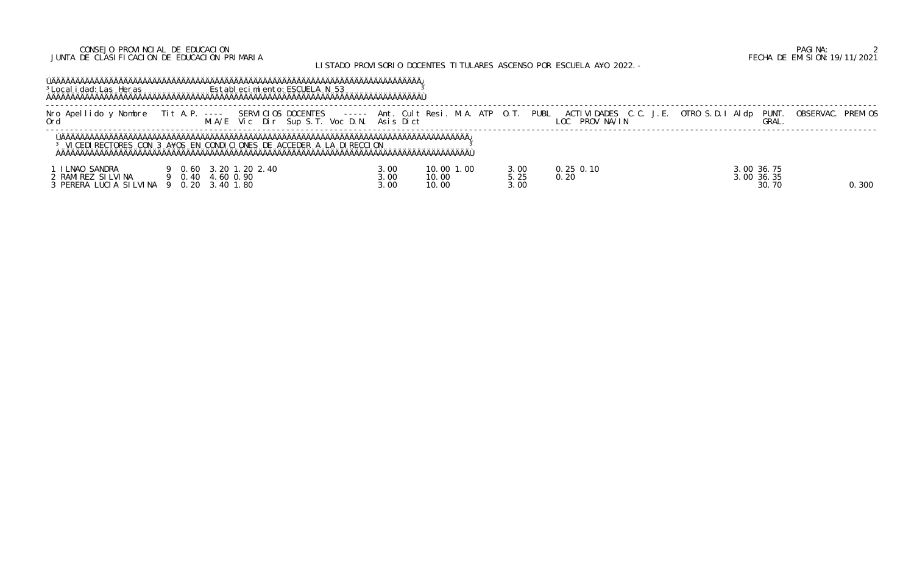**Localidad:** Las Heras — **Establecimiento:** ESCUELA N 53

**VICEDIRECTORES CON 3 AÑOS EN CONDICIONES DE ACCEDER A LA DIRECCION**

| Nro Ord | Apellido y Nombre | Tit | A.P. | SERVICIOS DOCENTES M.A/E | Vic | Dir | Sup S.T. | Voc D.N. | Asis | Dict | Ant. | Cult | Resi. | M.A. | ATP | O.T. | PUBL | ACTIVIDADES LOC | PROV | NA/IN | C.C. | J.E. | OTRO | S.D.I | Aldp | PUNT. GRAL. | OBSERVAC. | PREMIOS |
|---|---|---|---|---|---|---|---|---|---|---|---|---|---|---|---|---|---|---|---|---|---|---|---|---|---|---|---|---|
| 1 | ILNAO SANDRA | 9 | 0.60 | 3.20 | 1.20 | 2.40 | | | | | 3.00 | | 10.00 | 1.00 | | 3.00 | | 0.25 | 0.10 | | | | | | 3.00 | 36.75 | | |
| 2 | RAMIREZ SILVINA | 9 | 0.40 | 4.60 | 0.90 | | | | | | 3.00 | | 10.00 | | | 5.25 | | 0.20 | | | | | | | 3.00 | 36.35 | | |
| 3 | PERERA LUCIA SILVINA | 9 | 0.20 | 3.40 | 1.80 | | | | | | 3.00 | | 10.00 | | | 3.00 | | | | | | | | | | 30.70 | | 0.300 |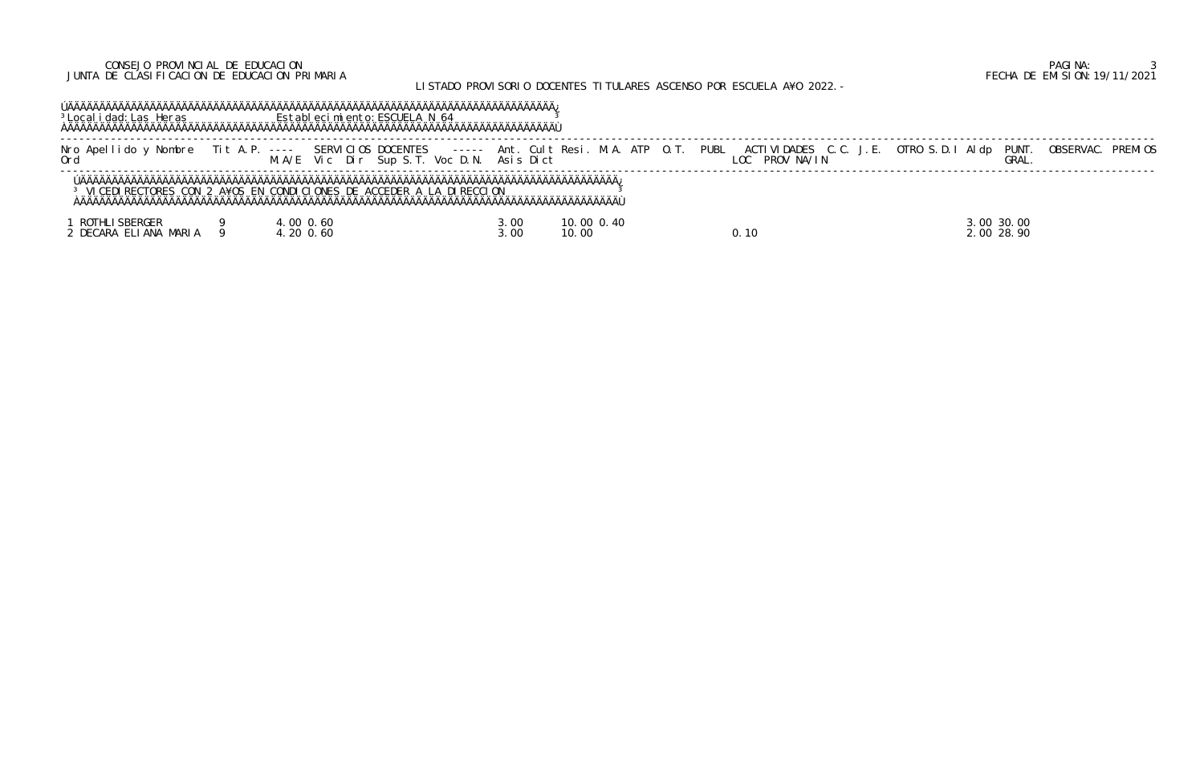CONSEJO PROVINCIAL DE EDUCACION
JUNTA DE CLASIFICACION DE EDUCACION PRIMARIA

LISTADO PROVISORIO DOCENTES TITULARES ASCENSO POR ESCUELA A¥O 2022.-

PAGINA: 3
FECHA DE EMISION: 19/11/2021

Localidad: Las Heras — Establecimiento: ESCUELA N 64

| Nro Ord | Apellido y Nombre | Tit | A.P. M.A/E | SERVICIOS DOCENTES Vic | Dir | Sup S.T. | Voc D.N. | Ant. Asis | Cult Dict | Resi. | M.A. | ATP | O.T. | PUBL | ACTIVIDADES LOC | PROV | NA/IN | C.C. | J.E. | OTRO | S.D.I | Aldp | PUNT. GRAL. | OBSERVAC. | PREMIOS |
|---|---|---|---|---|---|---|---|---|---|---|---|---|---|---|---|---|---|---|---|---|---|---|---|---|---|
| | **VICEDIRECTORES CON 2 A¥OS EN CONDICIONES DE ACCEDER A LA DIRECCION** | | | | | | | | | | | | | | | | | | | | | | | | |
| 1 | ROTHLISBERGER | 9 | 4.00 | 0.60 | | | | 3.00 | | 10.00 | 0.40 | | | | | | | | | | | 3.00 | 30.00 | | |
| 2 | DECARA ELIANA MARIA | 9 | 4.20 | 0.60 | | | | 3.00 | | 10.00 | | | | | 0.10 | | | | | | | 2.00 | 28.90 | | |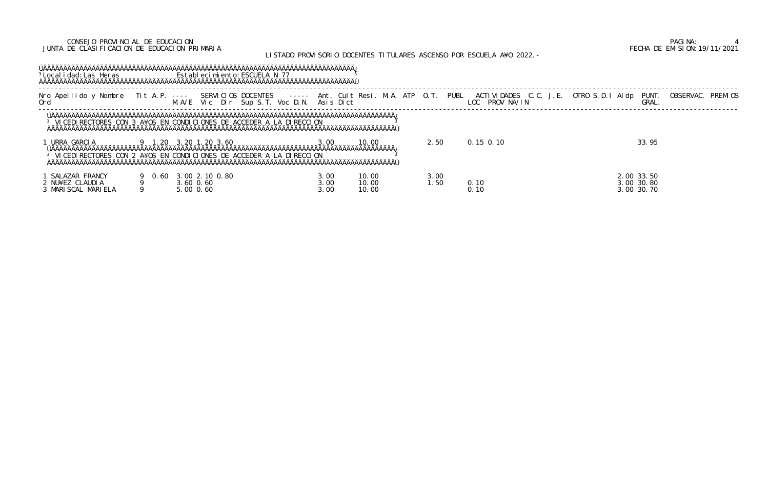CONSEJO PROVINCIAL DE EDUCACION
JUNTA DE CLASIFICACION DE EDUCACION PRIMARIA

PAGINA: 4
FECHA DE EMISION: 19/11/2021

LISTADO PROVISORIO DOCENTES TITULARES ASCENSO POR ESCUELA A¥O 2022.-

Localidad: Las Heras — Establecimiento: ESCUELA N 77

| Nro Ord | Apellido y Nombre | Tit | A.P. | M.A/E | Vic | Dir | Sup S.T. | Voc D.N. | Ant. Asis | Cult Dict | Resi. | M.A. | ATP | O.T. | PUBL | ACTIVIDADES LOC | PROV | NA/IN | C.C. | J.E. | OTRO S.D.I | Aldp | PUNT. GRAL. | OBSERVAC. | PREMIOS |
|---|---|---|---|---|---|---|---|---|---|---|---|---|---|---|---|---|---|---|---|---|---|---|---|---|---|
| **VICEDIRECTORES CON 3 A¥OS EN CONDICIONES DE ACCEDER A LA DIRECCION** | | | | | | | | | | | | | | | | | | | | | | | | | |
| 1 | URRA GARCIA | 9 | 1.20 | 3.20 | 1.20 | 3.60 | | | 3.00 | 10.00 | | | | 2.50 | | 0.15 | 0.10 | | | | | | 33.95 | | |
| **VICEDIRECTORES CON 2 A¥OS EN CONDICIONES DE ACCEDER A LA DIRECCION** | | | | | | | | | | | | | | | | | | | | | | | | | |
| 1 | SALAZAR FRANCY | 9 | 0.60 | 3.00 | 2.10 | 0.80 | | | 3.00 | 10.00 | | | | 3.00 | | | | | | | | 2.00 | 33.50 | | |
| 2 | NU¥EZ CLAUDIA | 9 | | 3.60 | 0.60 | | | | 3.00 | 10.00 | | | | 1.50 | | 0.10 | | | | | | 3.00 | 30.80 | | |
| 3 | MARISCAL MARIELA | 9 | | 5.00 | 0.60 | | | | 3.00 | 10.00 | | | | | | 0.10 | | | | | | 3.00 | 30.70 | | |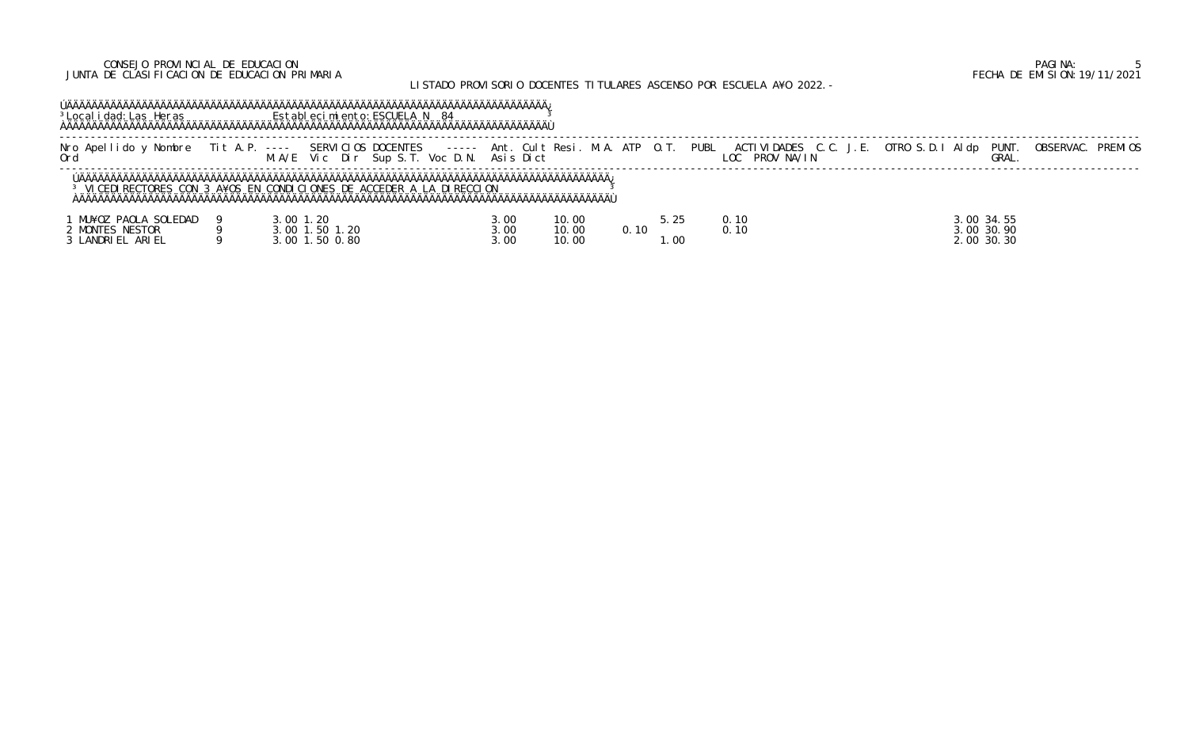CONSEJO PROVINCIAL DE EDUCACION
JUNTA DE CLASIFICACION DE EDUCACION PRIMARIA

LISTADO PROVISORIO DOCENTES TITULARES ASCENSO POR ESCUELA AÑO 2022.-

FECHA DE EMISION: 19/11/2021

Localidad: Las Heras — Establecimiento: ESCUELA N 84

**VICEDIRECTORES CON 3 AÑOS EN CONDICIONES DE ACCEDER A LA DIRECCION**

| Nro Ord | Apellido y Nombre | Tit | A.P. | SERVICIOS DOCENTES M.A/E | Vic | Dir | Sup | S.T. | Voc | D.N. | Ant. Asis | Cult Dict | Resi. | M.A. | ATP | O.T. | PUBL | ACTIVIDADES LOC | PROV | NA/IN | C.C. | J.E. | OTRO | S.D.I | Aldp | PUNT. GRAL. | OBSERVAC. | PREMIOS |
|---|---|---|---|---|---|---|---|---|---|---|---|---|---|---|---|---|---|---|---|---|---|---|---|---|---|---|---|---|
| 1 | MUÑOZ PAOLA SOLEDAD | 9 | | 3.00 | 1.20 | | | | | | 3.00 | | 10.00 | | | 5.25 | | 0.10 | | | | | | 3.00 | | 34.55 | | |
| 2 | MONTES NESTOR | 9 | | 3.00 | 1.50 | 1.20 | | | | | 3.00 | | 10.00 | | 0.10 | | | 0.10 | | | | | | 3.00 | | 30.90 | | |
| 3 | LANDRIEL ARIEL | 9 | | 3.00 | 1.50 | 0.80 | | | | | 3.00 | | 10.00 | | | 1.00 | | | | | | | | 2.00 | | 30.30 | | |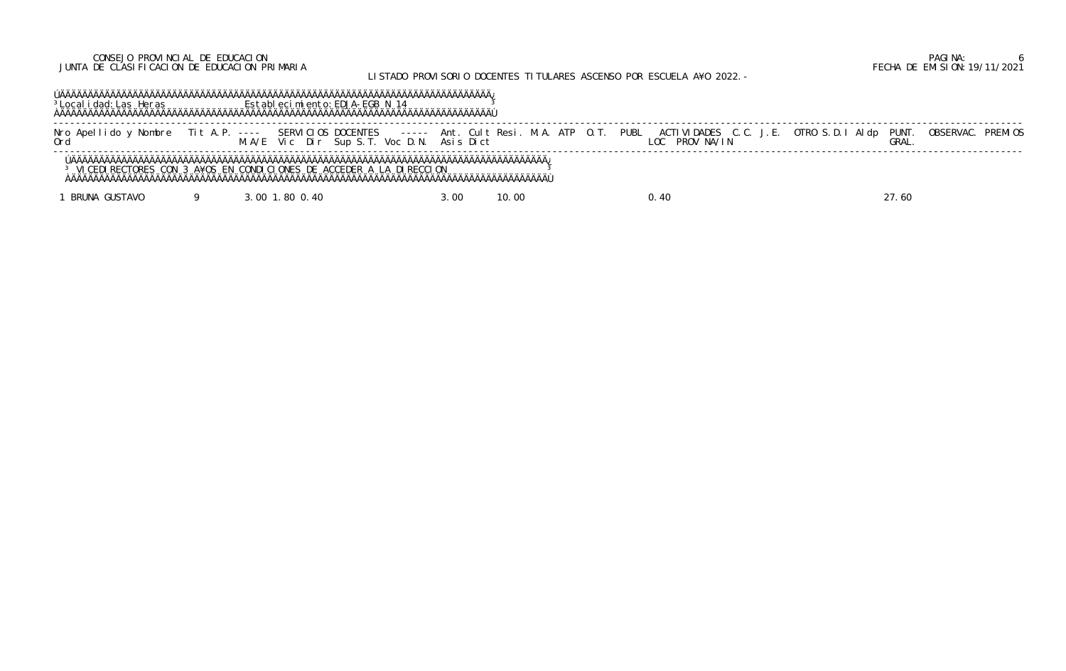CONSEJO PROVINCIAL DE EDUCACION
JUNTA DE CLASIFICACION DE EDUCACION PRIMARIA

LISTADO PROVISORIO DOCENTES TITULARES ASCENSO POR ESCUELA AÑO 2022.-

PAGINA: 6
FECHA DE EMISION: 19/11/2021

Localidad: Las Heras    Establecimiento: EDJA-EGB N 14

| Nro Ord | Apellido y Nombre | Tit | A.P. | SERVICIOS DOCENTES M.A/E | Vic | Dir | Sup | S.T. | Voc | D.N. | Ant. Asis | Cult Dict | Resi. | M.A. | ATP | O.T. | PUBL | ACTIVIDADES LOC | PROV | NA/IN | C.C. | J.E. | OTRO | S.D.I | Aldp | PUNT. GRAL. | OBSERVAC. | PREMIOS |
|---|---|---|---|---|---|---|---|---|---|---|---|---|---|---|---|---|---|---|---|---|---|---|---|---|---|---|---|---|
| | VICEDIRECTORES CON 3 AÑOS EN CONDICIONES DE ACCEDER A LA DIRECCION | | | | | | | | | | | | | | | | | | | | | | | | | | | |
| 1 | BRUNA GUSTAVO | 9 | | 3.00 | 1.80 | 0.40 | | | | | 3.00 | 10.00 | | | | | | 0.40 | | | | | | | | 27.60 | | |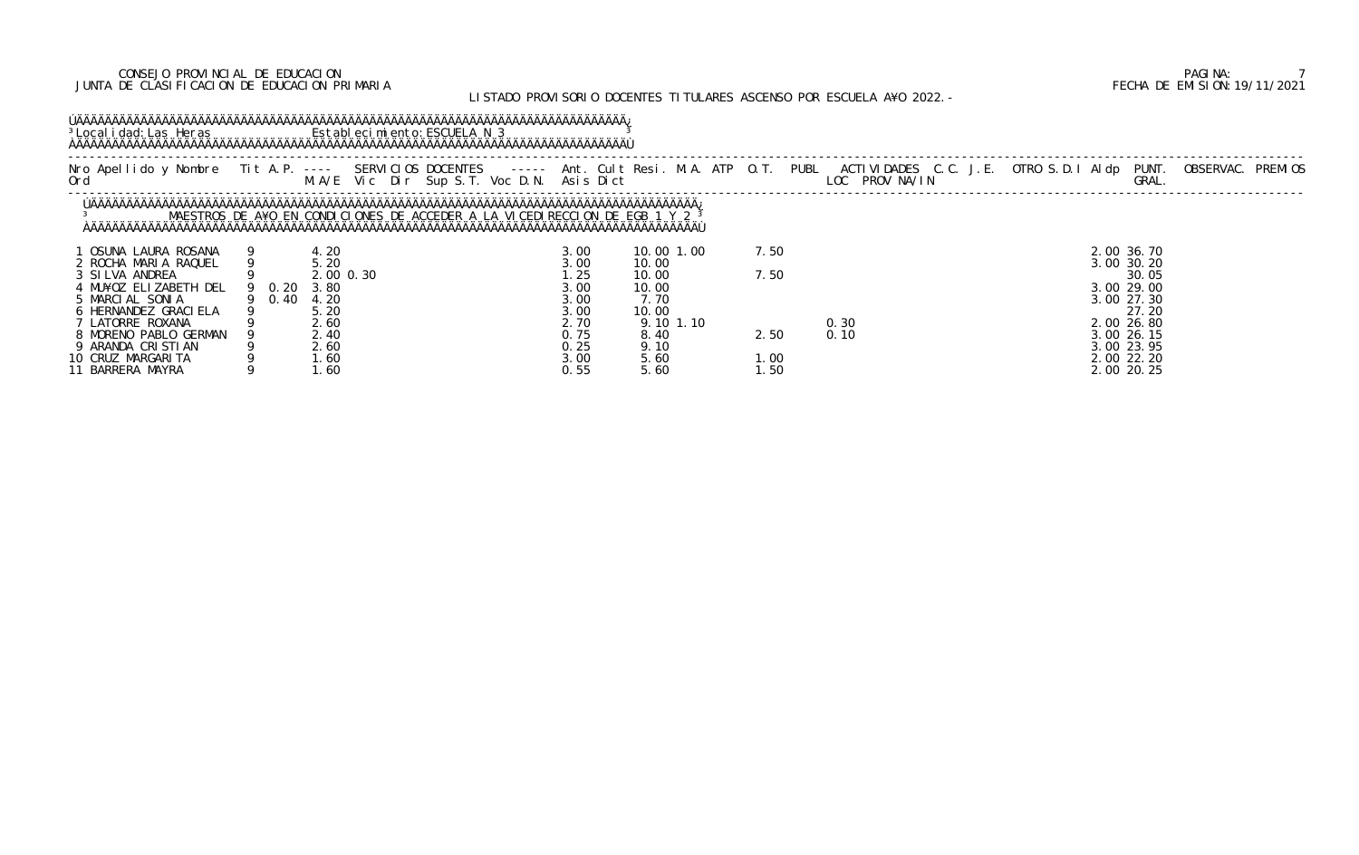CONSEJO PROVINCIAL DE EDUCACION
JUNTA DE CLASIFICACION DE EDUCACION PRIMARIA

LISTADO PROVISORIO DOCENTES TITULARES ASCENSO POR ESCUELA A¥O 2022.-

Localidad: Las Heras — Establecimiento: ESCUELA N 3

MAESTROS DE A¥O EN CONDICIONES DE ACCEDER A LA VICEDIRECCION DE EGB 1 Y 2

| Nro Ord | Apellido y Nombre | Tit | A.P. | SERVICIOS DOCENTES M.A/E | Vic | Dir | Sup | S.T. | Voc | D.N. | Ant. Asis | Cult | Resi. Dict | M.A. | ATP | O.T. | PUBL | ACTIVIDADES LOC | PROV | NA/IN | C.C. | J.E. | OTRO | S.D.I | Aldp | PUNT. GRAL. | OBSERVAC. | PREMIOS |
|---|---|---|---|---|---|---|---|---|---|---|---|---|---|---|---|---|---|---|---|---|---|---|---|---|---|---|---|---|
| 1 | OSUNA LAURA ROSANA | 9 | | 4.20 | | | | | | | 3.00 | | 10.00 | 1.00 | | 7.50 | | | | | | | | | 2.00 | 36.70 | | |
| 2 | ROCHA MARIA RAQUEL | 9 | | 5.20 | | | | | | | 3.00 | | 10.00 | | | | | | | | | | | | 3.00 | 30.20 | | |
| 3 | SILVA ANDREA | 9 | | 2.00 | 0.30 | | | | | | 1.25 | | 10.00 | | | 7.50 | | | | | | | | | | 30.05 | | |
| 4 | MU¥OZ ELIZABETH DEL | 9 | 0.20 | 3.80 | | | | | | | 3.00 | | 10.00 | | | | | | | | | | | | 3.00 | 29.00 | | |
| 5 | MARCIAL SONIA | 9 | 0.40 | 4.20 | | | | | | | 3.00 | | 7.70 | | | | | | | | | | | | 3.00 | 27.30 | | |
| 6 | HERNANDEZ GRACIELA | 9 | | 5.20 | | | | | | | 3.00 | | 10.00 | | | | | | | | | | | | | 27.20 | | |
| 7 | LATORRE ROXANA | 9 | | 2.60 | | | | | | | 2.70 | | 9.10 | 1.10 | | | | 0.30 | | | | | | | 2.00 | 26.80 | | |
| 8 | MORENO PABLO GERMAN | 9 | | 2.40 | | | | | | | 0.75 | | 8.40 | | | 2.50 | | 0.10 | | | | | | | 3.00 | 26.15 | | |
| 9 | ARANDA CRISTIAN | 9 | | 2.60 | | | | | | | 0.25 | | 9.10 | | | | | | | | | | | | 3.00 | 23.95 | | |
| 10 | CRUZ MARGARITA | 9 | | 1.60 | | | | | | | 3.00 | | 5.60 | | | 1.00 | | | | | | | | | 2.00 | 22.20 | | |
| 11 | BARRERA MAYRA | 9 | | 1.60 | | | | | | | 0.55 | | 5.60 | | | 1.50 | | | | | | | | | 2.00 | 20.25 | | |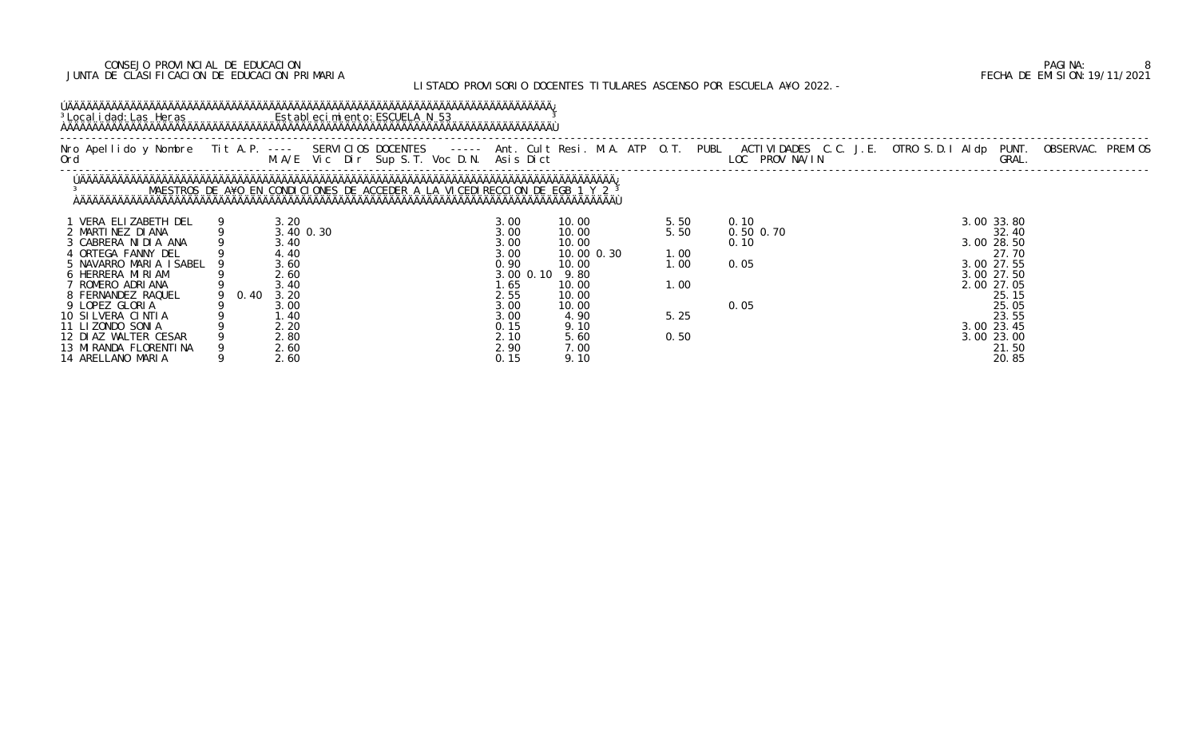CONSEJO PROVINCIAL DE EDUCACION
JUNTA DE CLASIFICACION DE EDUCACION PRIMARIA

FECHA DE EMISION: 19/11/2021

LISTADO PROVISORIO DOCENTES TITULARES ASCENSO POR ESCUELA A¥O 2022.-

Localidad: Las Heras    Establecimiento: ESCUELA N 53

MAESTROS DE A¥O EN CONDICIONES DE ACCEDER A LA VICEDIRECCION DE EGB 1 Y 2

| Nro Ord | Apellido y Nombre | Tit | A.P. | SERVICIOS DOCENTES M.A/E | Vic | Dir | Sup | S.T. | Voc | D.N. | Ant. Asis | Cult Dict | Resi. | M.A. | ATP | O.T. | PUBL | ACTIVIDADES LOC | PROV | NA/IN | C.C. | J.E. | OTRO | S.D.I | Aldp | PUNT. GRAL. | OBSERVAC. | PREMIOS |
|---|---|---|---|---|---|---|---|---|---|---|---|---|---|---|---|---|---|---|---|---|---|---|---|---|---|---|---|---|
| 1 | VERA ELIZABETH DEL | 9 | | 3.20 | | | | | | | 3.00 | | 10.00 | | | 5.50 | | 0.10 | | | | | | | 3.00 | 33.80 | | |
| 2 | MARTINEZ DIANA | 9 | | 3.40 | 0.30 | | | | | | 3.00 | | 10.00 | | | 5.50 | | 0.50 | 0.70 | | | | | | | 32.40 | | |
| 3 | CABRERA NIDIA ANA | 9 | | 3.40 | | | | | | | 3.00 | | 10.00 | | | | | 0.10 | | | | | | | 3.00 | 28.50 | | |
| 4 | ORTEGA FANNY DEL | 9 | | 4.40 | | | | | | | 3.00 | | 10.00 | 0.30 | | 1.00 | | | | | | | | | | 27.70 | | |
| 5 | NAVARRO MARIA ISABEL | 9 | | 3.60 | | | | | | | 0.90 | | 10.00 | | | 1.00 | | 0.05 | | | | | | | 3.00 | 27.55 | | |
| 6 | HERRERA MIRIAM | 9 | | 2.60 | | | | | | | 3.00 | 0.10 | 9.80 | | | | | | | | | | | | 3.00 | 27.50 | | |
| 7 | ROMERO ADRIANA | 9 | | 3.40 | | | | | | | 1.65 | | 10.00 | | | 1.00 | | | | | | | | | 2.00 | 27.05 | | |
| 8 | FERNANDEZ RAQUEL | 9 | 0.40 | 3.20 | | | | | | | 2.55 | | 10.00 | | | | | | | | | | | | | 25.15 | | |
| 9 | LOPEZ GLORIA | 9 | | 3.00 | | | | | | | 3.00 | | 10.00 | | | | | 0.05 | | | | | | | | 25.05 | | |
| 10 | SILVERA CINTIA | 9 | | 1.40 | | | | | | | 3.00 | | 4.90 | | | 5.25 | | | | | | | | | | 23.55 | | |
| 11 | LIZONDO SONIA | 9 | | 2.20 | | | | | | | 0.15 | | 9.10 | | | | | | | | | | | | 3.00 | 23.45 | | |
| 12 | DIAZ WALTER CESAR | 9 | | 2.80 | | | | | | | 2.10 | | 5.60 | | | 0.50 | | | | | | | | | 3.00 | 23.00 | | |
| 13 | MIRANDA FLORENTINA | 9 | | 2.60 | | | | | | | 2.90 | | 7.00 | | | | | | | | | | | | | 21.50 | | |
| 14 | ARELLANO MARIA | 9 | | 2.60 | | | | | | | 0.15 | | 9.10 | | | | | | | | | | | | | 20.85 | | |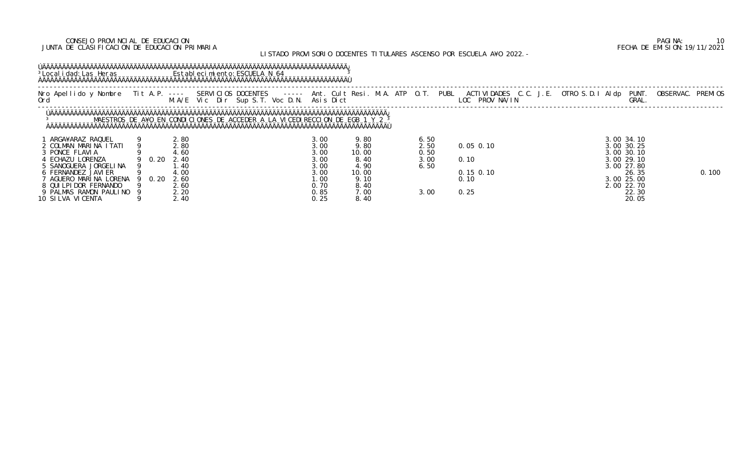CONSEJO PROVINCIAL DE EDUCACION
JUNTA DE CLASIFICACION DE EDUCACION PRIMARIA

FECHA DE EMISION: 19/11/2021

LISTADO PROVISORIO DOCENTES TITULARES ASCENSO POR ESCUELA A¥O 2022.-

Localidad: Las Heras    Establecimiento: ESCUELA N 64

MAESTROS DE A¥O EN CONDICIONES DE ACCEDER A LA VICEDIRECCION DE EGB 1 Y 2

| Nro Ord | Apellido y Nombre | Tit | A.P. | M.A/E | Vic | Dir | Sup | S.T. | Voc | D.N. | Ant. Asis | Cult Dict | Resi. | M.A. | ATP | O.T. | PUBL | ACTIVIDADES LOC | PROV | NA/IN | C.C. | J.E. | OTRO | S.D.I | Aldp | PUNT. GRAL. | OBSERVAC. | PREMIOS |
|---|---|---|---|---|---|---|---|---|---|---|---|---|---|---|---|---|---|---|---|---|---|---|---|---|---|---|---|---|
| 1 | ARGA¥ARAZ RAQUEL | 9 | | 2.80 | | | | | | | 3.00 | 9.80 | | | | 6.50 | | | | | | | | | 3.00 | 34.10 | | |
| 2 | COLMAN MARINA ITATI | 9 | | 2.80 | | | | | | | 3.00 | 9.80 | | | | 2.50 | | 0.05 | 0.10 | | | | | | 3.00 | 30.25 | | |
| 3 | PONCE FLAVIA | 9 | | 4.60 | | | | | | | 3.00 | 10.00 | | | | 0.50 | | | | | | | | | 3.00 | 30.10 | | |
| 4 | ECHAZU LORENZA | 9 | 0.20 | 2.40 | | | | | | | 3.00 | 8.40 | | | | 3.00 | | 0.10 | | | | | | | 3.00 | 29.10 | | |
| 5 | SANOGUERA JORGELINA | 9 | | 1.40 | | | | | | | 3.00 | 4.90 | | | | 6.50 | | | | | | | | | 3.00 | 27.80 | | |
| 6 | FERNANDEZ JAVIER | 9 | | 4.00 | | | | | | | 3.00 | 10.00 | | | | | | 0.15 | 0.10 | | | | | | | 26.35 | | 0.100 |
| 7 | AGUERO MARINA LORENA | 9 | 0.20 | 2.60 | | | | | | | 1.00 | 9.10 | | | | | | 0.10 | | | | | | | 3.00 | 25.00 | | |
| 8 | QUILPIDOR FERNANDO | 9 | | 2.60 | | | | | | | 0.70 | 8.40 | | | | | | | | | | | | | 2.00 | 22.70 | | |
| 9 | PALMAS RAMON PAULINO | 9 | | 2.20 | | | | | | | 0.85 | 7.00 | | | | 3.00 | | 0.25 | | | | | | | | 22.30 | | |
| 10 | SILVA VICENTA | 9 | | 2.40 | | | | | | | 0.25 | 8.40 | | | | | | | | | | | | | | 20.05 | | |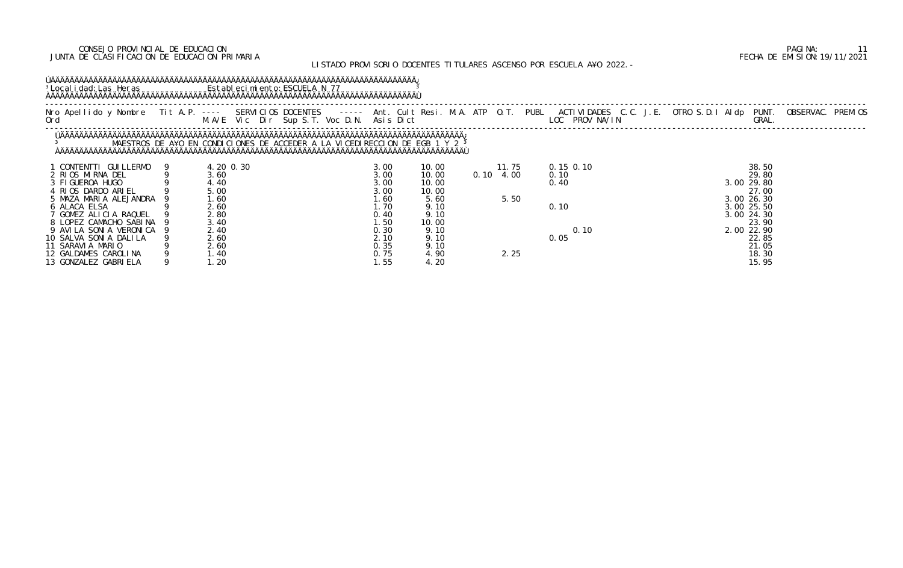CONSEJO PROVINCIAL DE EDUCACION
JUNTA DE CLASIFICACION DE EDUCACION PRIMARIA

FECHA DE EMISION:19/11/2021

LISTADO PROVISORIO DOCENTES TITULARES ASCENSO POR ESCUELA A¥O 2022.-

Localidad: Las Heras — Establecimiento: ESCUELA N 77

MAESTROS DE A¥O EN CONDICIONES DE ACCEDER A LA VICEDIRECCION DE EGB 1 Y 2

| Nro Ord | Apellido y Nombre | Tit | A.P. M.A/E | SERVICIOS DOCENTES Vic | Dir | Sup | S.T. | Voc | D.N. | Ant. Asis | Cult Dict | Resi. | M.A. | ATP | O.T. | PUBL | ACTIVIDADES LOC | PROV | NA/IN | C.C. | J.E. | OTRO | S.D.I | Aldp | PUNT. GRAL. | OBSERVAC. | PREMIOS |
|---|---|---|---|---|---|---|---|---|---|---|---|---|---|---|---|---|---|---|---|---|---|---|---|---|---|---|---|
| 1 | CONTENTTI GUILLERMO | 9 | 4.20 | 0.30 | | | | | | 3.00 | 10.00 | | | | 11.75 | | 0.15 | 0.10 | | | | | | | 38.50 | | |
| 2 | RIOS MIRNA DEL | 9 | 3.60 | | | | | | | 3.00 | 10.00 | | 0.10 | | 4.00 | | 0.10 | | | | | | | | 29.80 | | |
| 3 | FIGUEROA HUGO | 9 | 4.40 | | | | | | | 3.00 | 10.00 | | | | | | 0.40 | | | | | | | 3.00 | 29.80 | | |
| 4 | RIOS DARDO ARIEL | 9 | 5.00 | | | | | | | 3.00 | 10.00 | | | | | | | | | | | | | | 27.00 | | |
| 5 | MAZA MARIA ALEJANDRA | 9 | 1.60 | | | | | | | 1.60 | 5.60 | | | | 5.50 | | | | | | | | | 3.00 | 26.30 | | |
| 6 | ALACA ELSA | 9 | 2.60 | | | | | | | 1.70 | 9.10 | | | | | | 0.10 | | | | | | | 3.00 | 25.50 | | |
| 7 | GOMEZ ALICIA RAQUEL | 9 | 2.80 | | | | | | | 0.40 | 9.10 | | | | | | | | | | | | | 3.00 | 24.30 | | |
| 8 | LOPEZ CAMACHO SABINA | 9 | 3.40 | | | | | | | 1.50 | 10.00 | | | | | | | | | | | | | | 23.90 | | |
| 9 | AVILA SONIA VERONICA | 9 | 2.40 | | | | | | | 0.30 | 9.10 | | | | | | | 0.10 | | | | | | 2.00 | 22.90 | | |
| 10 | SALVA SONIA DALILA | 9 | 2.60 | | | | | | | 2.10 | 9.10 | | | | | | 0.05 | | | | | | | | 22.85 | | |
| 11 | SARAVIA MARIO | 9 | 2.60 | | | | | | | 0.35 | 9.10 | | | | | | | | | | | | | | 21.05 | | |
| 12 | GALDAMES CAROLINA | 9 | 1.40 | | | | | | | 0.75 | 4.90 | | | | 2.25 | | | | | | | | | | 18.30 | | |
| 13 | GONZALEZ GABRIELA | 9 | 1.20 | | | | | | | 1.55 | 4.20 | | | | | | | | | | | | | | 15.95 | | |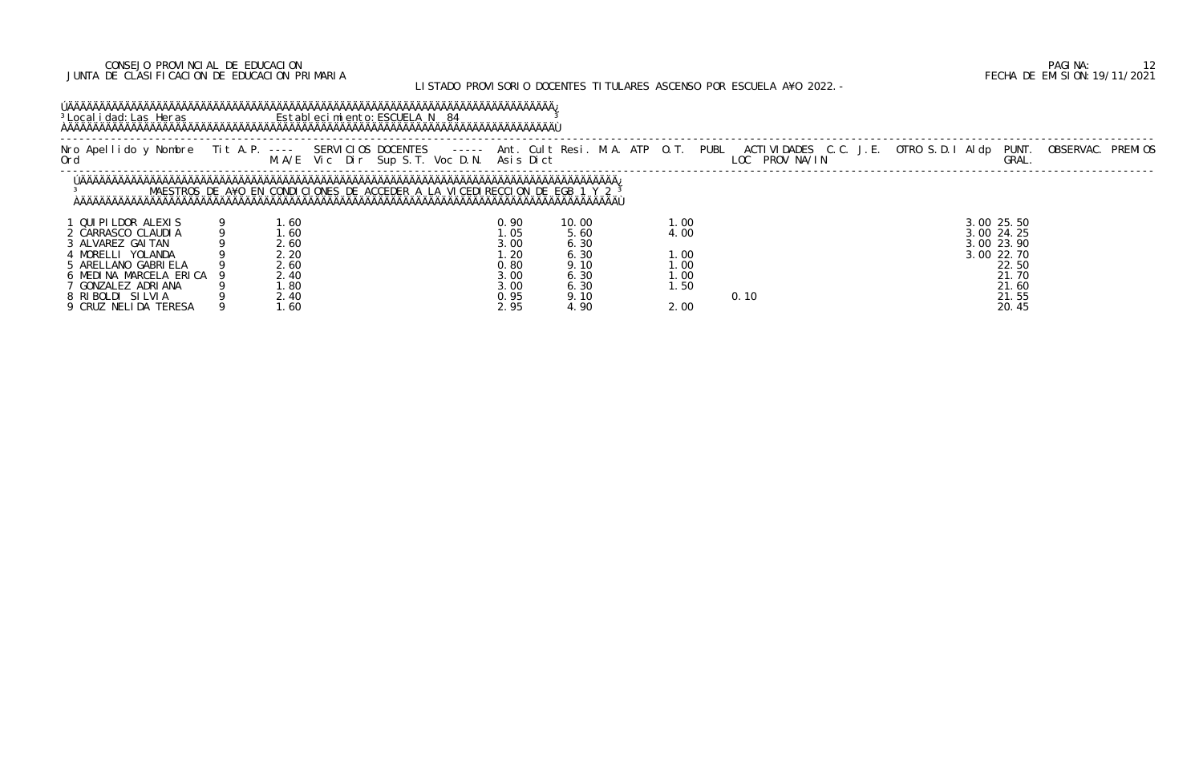CONSEJO PROVINCIAL DE EDUCACION
JUNTA DE CLASIFICACION DE EDUCACION PRIMARIA

FECHA DE EMISION: 19/11/2021

LISTADO PROVISORIO DOCENTES TITULARES ASCENSO POR ESCUELA A¥O 2022.-

Localidad: Las Heras    Establecimiento: ESCUELA N 84

MAESTROS DE A¥O EN CONDICIONES DE ACCEDER A LA VICEDIRECCION DE EGB 1 Y 2

| Nro Ord | Apellido y Nombre | Tit | A.P. M.A/E | SERVICIOS DOCENTES Vic | Dir | Sup | S.T. | Voc | D.N. | Ant. Asis | Cult Dict | Resi. | M.A. | ATP | O.T. | PUBL | ACTIVIDADES LOC | PROV | NA/IN | C.C. | J.E. | OTRO | S.D.I | Aldp | PUNT. GRAL. | OBSERVAC. | PREMIOS |
|---|---|---|---|---|---|---|---|---|---|---|---|---|---|---|---|---|---|---|---|---|---|---|---|---|---|---|---|
| 1 | QUIPILDOR ALEXIS | 9 | 1.60 | | | | | | | 0.90 | 10.00 | | | | 1.00 | | | | | | | | | 3.00 | 25.50 | | |
| 2 | CARRASCO CLAUDIA | 9 | 1.60 | | | | | | | 1.05 | 5.60 | | | | 4.00 | | | | | | | | | 3.00 | 24.25 | | |
| 3 | ALVAREZ GAITAN | 9 | 2.60 | | | | | | | 3.00 | 6.30 | | | | | | | | | | | | | 3.00 | 23.90 | | |
| 4 | MORELLI YOLANDA | 9 | 2.20 | | | | | | | 1.20 | 6.30 | | | | 1.00 | | | | | | | | | 3.00 | 22.70 | | |
| 5 | ARELLANO GABRIELA | 9 | 2.60 | | | | | | | 0.80 | 9.10 | | | | 1.00 | | | | | | | | | | 22.50 | | |
| 6 | MEDINA MARCELA ERICA | 9 | 2.40 | | | | | | | 3.00 | 6.30 | | | | 1.00 | | | | | | | | | | 21.70 | | |
| 7 | GONZALEZ ADRIANA | 9 | 1.80 | | | | | | | 3.00 | 6.30 | | | | 1.50 | | | | | | | | | | 21.60 | | |
| 8 | RIBOLDI SILVIA | 9 | 2.40 | | | | | | | 0.95 | 9.10 | | | | | | 0.10 | | | | | | | | 21.55 | | |
| 9 | CRUZ NELIDA TERESA | 9 | 1.60 | | | | | | | 2.95 | 4.90 | | | | 2.00 | | | | | | | | | | 20.45 | | |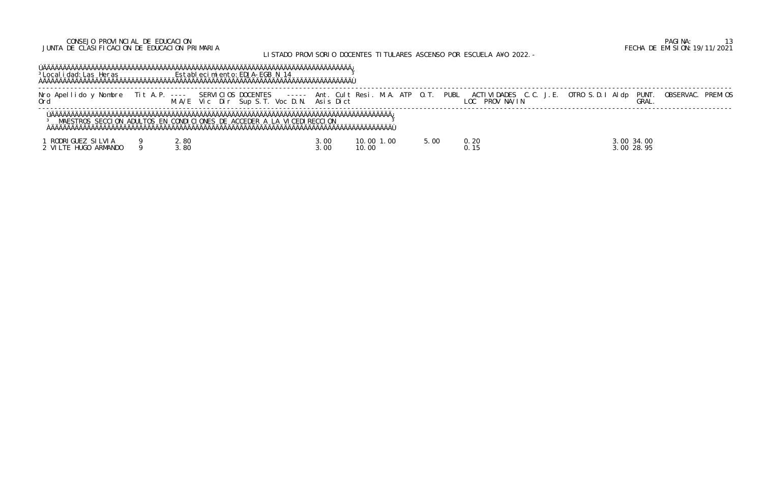CONSEJO PROVINCIAL DE EDUCACION
JUNTA DE CLASIFICACION DE EDUCACION PRIMARIA

LISTADO PROVISORIO DOCENTES TITULARES ASCENSO POR ESCUELA AÑO 2022.-

FECHA DE EMISION: 19/11/2021

Localidad: Las Heras    Establecimiento: EDJA-EGB N 14

MAESTROS SECCION ADULTOS EN CONDICIONES DE ACCEDER A LA VICEDIRECCION

| Nro Ord | Apellido y Nombre | Tit | A.P. | M.A/E | Vic | Dir | Sup S.T. | Voc D.N. | Asis | Ant. Dict | Cult | Resi. | M.A. | ATP | O.T. | PUBL | ACTIVIDADES LOC | PROV | NA/IN | C.C. | J.E. | OTRO | S.D.I | Aldp | PUNT. GRAL. | OBSERVAC. | PREMIOS |
|---|---|---|---|---|---|---|---|---|---|---|---|---|---|---|---|---|---|---|---|---|---|---|---|---|---|---|---|
| 1 | RODRIGUEZ SILVIA | 9 | 2.80 | | | | | | 3.00 | 10.00 | 1.00 | | 5.00 | | | | 0.20 | | | | | | | 3.00 | 34.00 | | |
| 2 | VILTE HUGO ARMANDO | 9 | 3.80 | | | | | | 3.00 | 10.00 | | | | | | | 0.15 | | | | | | | 3.00 | 28.95 | | |